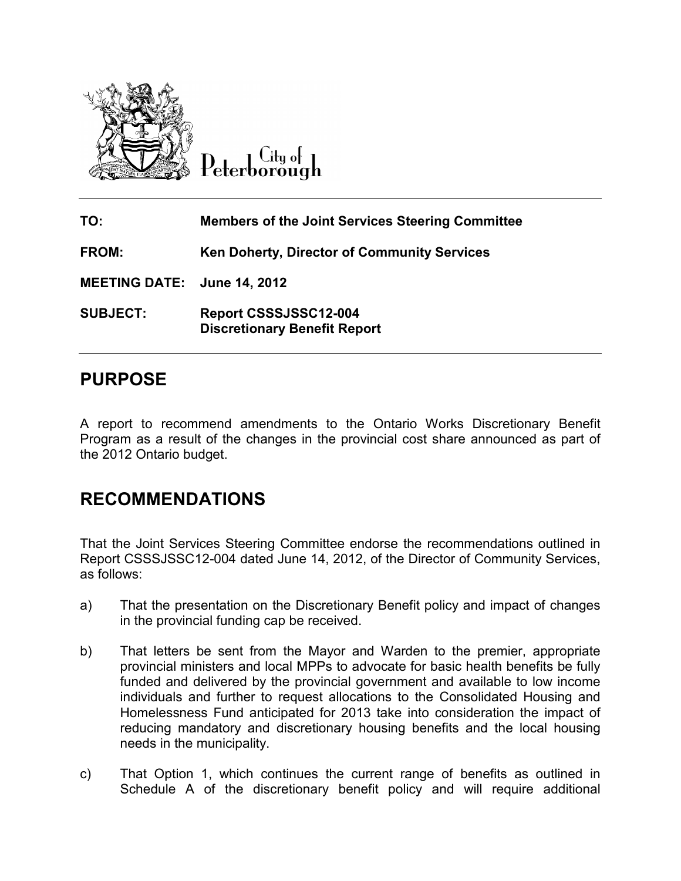City of Peterborough

| | |
|---|---|
| **TO:** | **Members of the Joint Services Steering Committee** |
| **FROM:** | **Ken Doherty, Director of Community Services** |
| **MEETING DATE:** | **June 14, 2012** |
| **SUBJECT:** | **Report CSSSJSSC12-004**<br>**Discretionary Benefit Report** |

## PURPOSE

A report to recommend amendments to the Ontario Works Discretionary Benefit Program as a result of the changes in the provincial cost share announced as part of the 2012 Ontario budget.

## RECOMMENDATIONS

That the Joint Services Steering Committee endorse the recommendations outlined in Report CSSSJSSC12-004 dated June 14, 2012, of the Director of Community Services, as follows:

a) That the presentation on the Discretionary Benefit policy and impact of changes in the provincial funding cap be received.

b) That letters be sent from the Mayor and Warden to the premier, appropriate provincial ministers and local MPPs to advocate for basic health benefits be fully funded and delivered by the provincial government and available to low income individuals and further to request allocations to the Consolidated Housing and Homelessness Fund anticipated for 2013 take into consideration the impact of reducing mandatory and discretionary housing benefits and the local housing needs in the municipality.

c) That Option 1, which continues the current range of benefits as outlined in Schedule A of the discretionary benefit policy and will require additional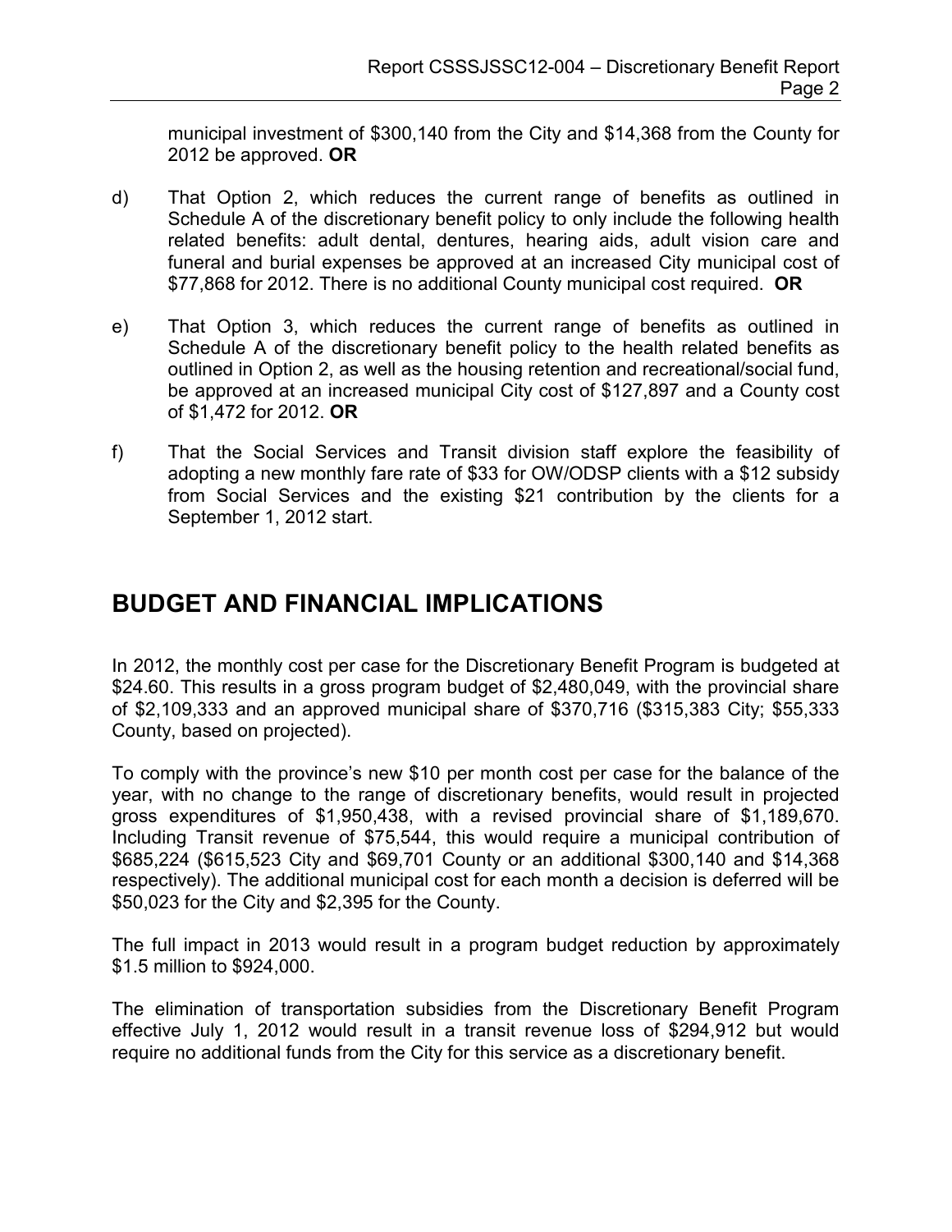municipal investment of $300,140 from the City and $14,368 from the County for 2012 be approved. **OR**

d) That Option 2, which reduces the current range of benefits as outlined in Schedule A of the discretionary benefit policy to only include the following health related benefits: adult dental, dentures, hearing aids, adult vision care and funeral and burial expenses be approved at an increased City municipal cost of $77,868 for 2012. There is no additional County municipal cost required. **OR**

e) That Option 3, which reduces the current range of benefits as outlined in Schedule A of the discretionary benefit policy to the health related benefits as outlined in Option 2, as well as the housing retention and recreational/social fund, be approved at an increased municipal City cost of $127,897 and a County cost of $1,472 for 2012. **OR**

f) That the Social Services and Transit division staff explore the feasibility of adopting a new monthly fare rate of $33 for OW/ODSP clients with a $12 subsidy from Social Services and the existing $21 contribution by the clients for a September 1, 2012 start.

## BUDGET AND FINANCIAL IMPLICATIONS

In 2012, the monthly cost per case for the Discretionary Benefit Program is budgeted at $24.60. This results in a gross program budget of $2,480,049, with the provincial share of $2,109,333 and an approved municipal share of $370,716 ($315,383 City; $55,333 County, based on projected).

To comply with the province's new $10 per month cost per case for the balance of the year, with no change to the range of discretionary benefits, would result in projected gross expenditures of $1,950,438, with a revised provincial share of $1,189,670. Including Transit revenue of $75,544, this would require a municipal contribution of $685,224 ($615,523 City and $69,701 County or an additional $300,140 and $14,368 respectively). The additional municipal cost for each month a decision is deferred will be $50,023 for the City and $2,395 for the County.

The full impact in 2013 would result in a program budget reduction by approximately $1.5 million to $924,000.

The elimination of transportation subsidies from the Discretionary Benefit Program effective July 1, 2012 would result in a transit revenue loss of $294,912 but would require no additional funds from the City for this service as a discretionary benefit.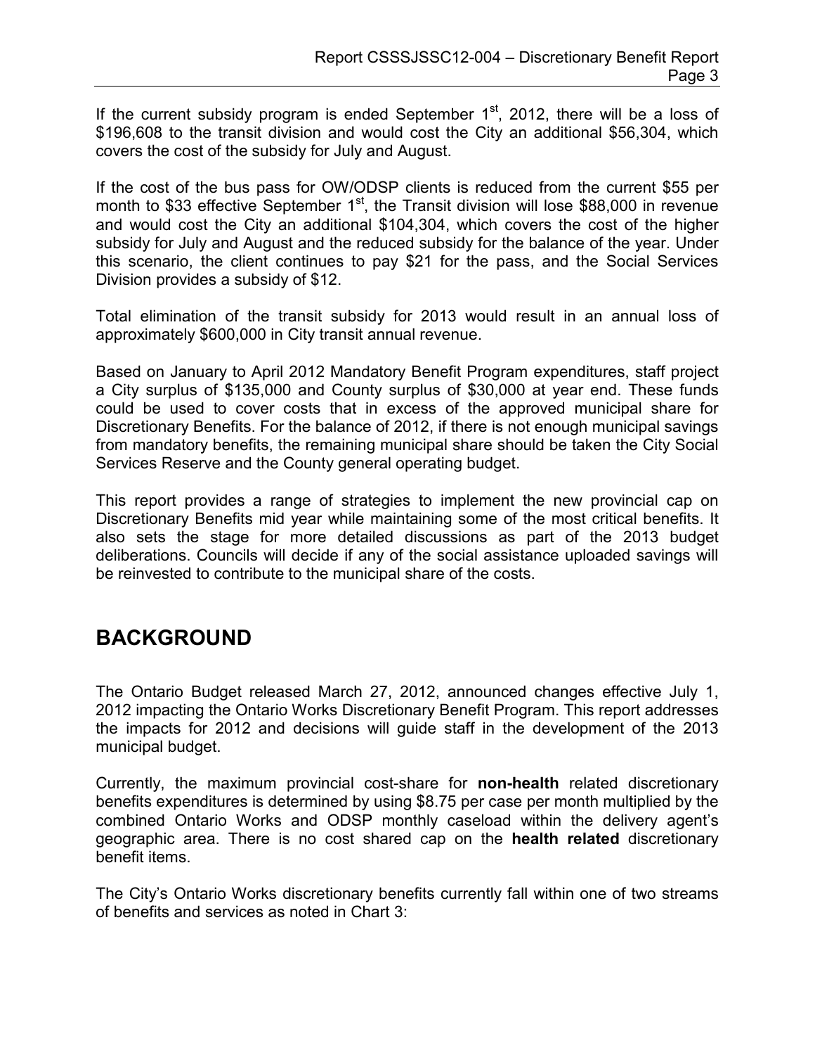If the current subsidy program is ended September 1st, 2012, there will be a loss of $196,608 to the transit division and would cost the City an additional $56,304, which covers the cost of the subsidy for July and August.

If the cost of the bus pass for OW/ODSP clients is reduced from the current $55 per month to $33 effective September 1st, the Transit division will lose $88,000 in revenue and would cost the City an additional $104,304, which covers the cost of the higher subsidy for July and August and the reduced subsidy for the balance of the year. Under this scenario, the client continues to pay $21 for the pass, and the Social Services Division provides a subsidy of $12.

Total elimination of the transit subsidy for 2013 would result in an annual loss of approximately $600,000 in City transit annual revenue.

Based on January to April 2012 Mandatory Benefit Program expenditures, staff project a City surplus of $135,000 and County surplus of $30,000 at year end. These funds could be used to cover costs that in excess of the approved municipal share for Discretionary Benefits. For the balance of 2012, if there is not enough municipal savings from mandatory benefits, the remaining municipal share should be taken the City Social Services Reserve and the County general operating budget.

This report provides a range of strategies to implement the new provincial cap on Discretionary Benefits mid year while maintaining some of the most critical benefits. It also sets the stage for more detailed discussions as part of the 2013 budget deliberations. Councils will decide if any of the social assistance uploaded savings will be reinvested to contribute to the municipal share of the costs.

## BACKGROUND

The Ontario Budget released March 27, 2012, announced changes effective July 1, 2012 impacting the Ontario Works Discretionary Benefit Program. This report addresses the impacts for 2012 and decisions will guide staff in the development of the 2013 municipal budget.

Currently, the maximum provincial cost-share for **non-health** related discretionary benefits expenditures is determined by using $8.75 per case per month multiplied by the combined Ontario Works and ODSP monthly caseload within the delivery agent's geographic area. There is no cost shared cap on the **health related** discretionary benefit items.

The City's Ontario Works discretionary benefits currently fall within one of two streams of benefits and services as noted in Chart 3: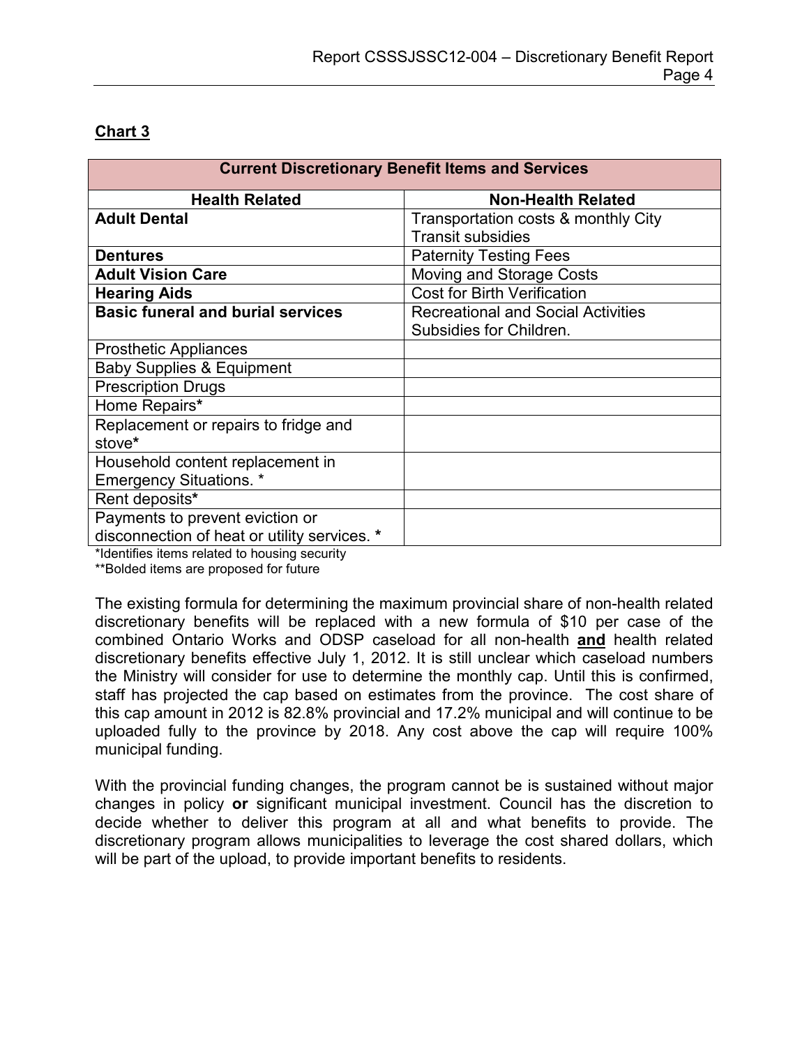**Chart 3**

| Current Discretionary Benefit Items and Services | |
|---|---|
| **Health Related** | **Non-Health Related** |
| **Adult Dental** | Transportation costs & monthly City Transit subsidies |
| **Dentures** | Paternity Testing Fees |
| **Adult Vision Care** | Moving and Storage Costs |
| **Hearing Aids** | Cost for Birth Verification |
| **Basic funeral and burial services** | Recreational and Social Activities Subsidies for Children. |
| Prosthetic Appliances | |
| Baby Supplies & Equipment | |
| Prescription Drugs | |
| Home Repairs* | |
| Replacement or repairs to fridge and stove* | |
| Household content replacement in Emergency Situations. * | |
| Rent deposits* | |
| Payments to prevent eviction or disconnection of heat or utility services. * | |

*Identifies items related to housing security
**Bolded items are proposed for future

The existing formula for determining the maximum provincial share of non-health related discretionary benefits will be replaced with a new formula of $10 per case of the combined Ontario Works and ODSP caseload for all non-health **and** health related discretionary benefits effective July 1, 2012. It is still unclear which caseload numbers the Ministry will consider for use to determine the monthly cap. Until this is confirmed, staff has projected the cap based on estimates from the province. The cost share of this cap amount in 2012 is 82.8% provincial and 17.2% municipal and will continue to be uploaded fully to the province by 2018. Any cost above the cap will require 100% municipal funding.

With the provincial funding changes, the program cannot be is sustained without major changes in policy **or** significant municipal investment. Council has the discretion to decide whether to deliver this program at all and what benefits to provide. The discretionary program allows municipalities to leverage the cost shared dollars, which will be part of the upload, to provide important benefits to residents.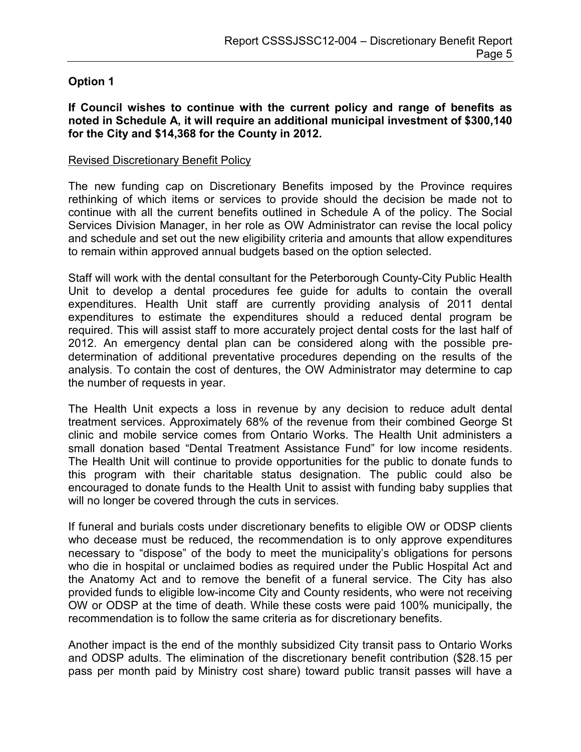## Option 1

**If Council wishes to continue with the current policy and range of benefits as noted in Schedule A, it will require an additional municipal investment of $300,140 for the City and $14,368 for the County in 2012.**

<u>Revised Discretionary Benefit Policy</u>

The new funding cap on Discretionary Benefits imposed by the Province requires rethinking of which items or services to provide should the decision be made not to continue with all the current benefits outlined in Schedule A of the policy. The Social Services Division Manager, in her role as OW Administrator can revise the local policy and schedule and set out the new eligibility criteria and amounts that allow expenditures to remain within approved annual budgets based on the option selected.

Staff will work with the dental consultant for the Peterborough County-City Public Health Unit to develop a dental procedures fee guide for adults to contain the overall expenditures. Health Unit staff are currently providing analysis of 2011 dental expenditures to estimate the expenditures should a reduced dental program be required. This will assist staff to more accurately project dental costs for the last half of 2012. An emergency dental plan can be considered along with the possible pre-determination of additional preventative procedures depending on the results of the analysis. To contain the cost of dentures, the OW Administrator may determine to cap the number of requests in year.

The Health Unit expects a loss in revenue by any decision to reduce adult dental treatment services. Approximately 68% of the revenue from their combined George St clinic and mobile service comes from Ontario Works. The Health Unit administers a small donation based "Dental Treatment Assistance Fund" for low income residents. The Health Unit will continue to provide opportunities for the public to donate funds to this program with their charitable status designation. The public could also be encouraged to donate funds to the Health Unit to assist with funding baby supplies that will no longer be covered through the cuts in services.

If funeral and burials costs under discretionary benefits to eligible OW or ODSP clients who decease must be reduced, the recommendation is to only approve expenditures necessary to "dispose" of the body to meet the municipality's obligations for persons who die in hospital or unclaimed bodies as required under the Public Hospital Act and the Anatomy Act and to remove the benefit of a funeral service. The City has also provided funds to eligible low-income City and County residents, who were not receiving OW or ODSP at the time of death. While these costs were paid 100% municipally, the recommendation is to follow the same criteria as for discretionary benefits.

Another impact is the end of the monthly subsidized City transit pass to Ontario Works and ODSP adults. The elimination of the discretionary benefit contribution ($28.15 per pass per month paid by Ministry cost share) toward public transit passes will have a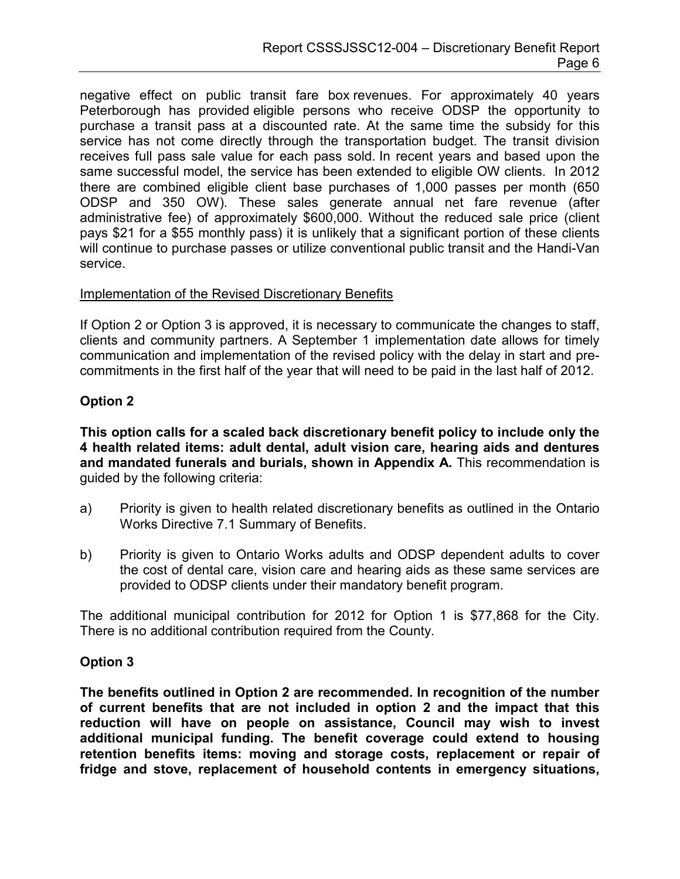negative effect on public transit fare box revenues. For approximately 40 years Peterborough has provided eligible persons who receive ODSP the opportunity to purchase a transit pass at a discounted rate. At the same time the subsidy for this service has not come directly through the transportation budget. The transit division receives full pass sale value for each pass sold. In recent years and based upon the same successful model, the service has been extended to eligible OW clients. In 2012 there are combined eligible client base purchases of 1,000 passes per month (650 ODSP and 350 OW). These sales generate annual net fare revenue (after administrative fee) of approximately $600,000. Without the reduced sale price (client pays $21 for a $55 monthly pass) it is unlikely that a significant portion of these clients will continue to purchase passes or utilize conventional public transit and the Handi-Van service.

<u>Implementation of the Revised Discretionary Benefits</u>

If Option 2 or Option 3 is approved, it is necessary to communicate the changes to staff, clients and community partners. A September 1 implementation date allows for timely communication and implementation of the revised policy with the delay in start and pre-commitments in the first half of the year that will need to be paid in the last half of 2012.

**Option 2**

**This option calls for a scaled back discretionary benefit policy to include only the 4 health related items: adult dental, adult vision care, hearing aids and dentures and mandated funerals and burials, shown in Appendix A.** This recommendation is guided by the following criteria:

a) Priority is given to health related discretionary benefits as outlined in the Ontario Works Directive 7.1 Summary of Benefits.

b) Priority is given to Ontario Works adults and ODSP dependent adults to cover the cost of dental care, vision care and hearing aids as these same services are provided to ODSP clients under their mandatory benefit program.

The additional municipal contribution for 2012 for Option 1 is $77,868 for the City. There is no additional contribution required from the County.

**Option 3**

**The benefits outlined in Option 2 are recommended. In recognition of the number of current benefits that are not included in option 2 and the impact that this reduction will have on people on assistance, Council may wish to invest additional municipal funding. The benefit coverage could extend to housing retention benefits items: moving and storage costs, replacement or repair of fridge and stove, replacement of household contents in emergency situations,**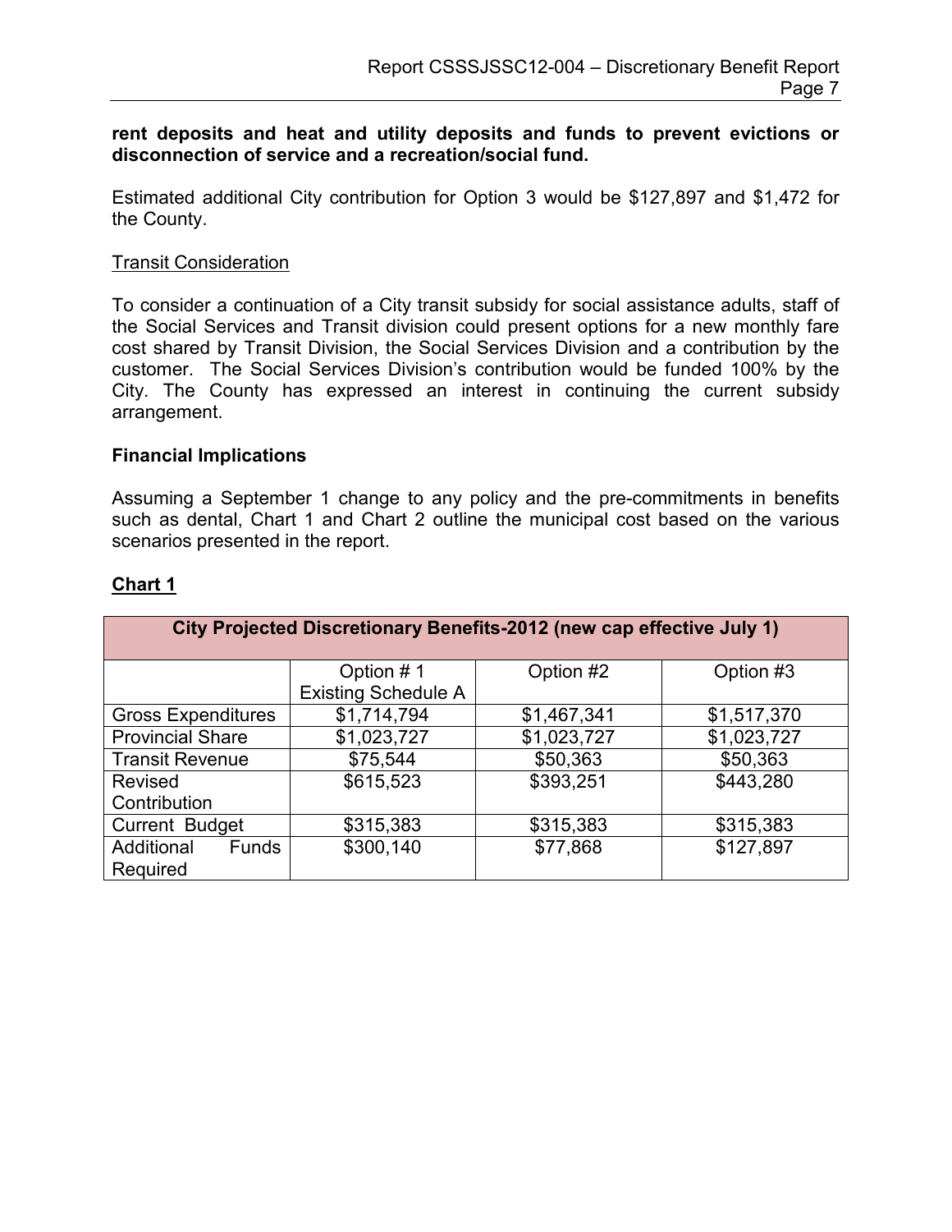**rent deposits and heat and utility deposits and funds to prevent evictions or disconnection of service and a recreation/social fund.**

Estimated additional City contribution for Option 3 would be $127,897 and $1,472 for the County.

Transit Consideration

To consider a continuation of a City transit subsidy for social assistance adults, staff of the Social Services and Transit division could present options for a new monthly fare cost shared by Transit Division, the Social Services Division and a contribution by the customer. The Social Services Division's contribution would be funded 100% by the City. The County has expressed an interest in continuing the current subsidy arrangement.

**Financial Implications**

Assuming a September 1 change to any policy and the pre-commitments in benefits such as dental, Chart 1 and Chart 2 outline the municipal cost based on the various scenarios presented in the report.

**Chart 1**

| City Projected Discretionary Benefits-2012 (new cap effective July 1) | | | |
|---|---|---|---|
| | Option # 1 Existing Schedule A | Option #2 | Option #3 |
| Gross Expenditures | $1,714,794 | $1,467,341 | $1,517,370 |
| Provincial Share | $1,023,727 | $1,023,727 | $1,023,727 |
| Transit Revenue | $75,544 | $50,363 | $50,363 |
| Revised Contribution | $615,523 | $393,251 | $443,280 |
| Current Budget | $315,383 | $315,383 | $315,383 |
| Additional Funds Required | $300,140 | $77,868 | $127,897 |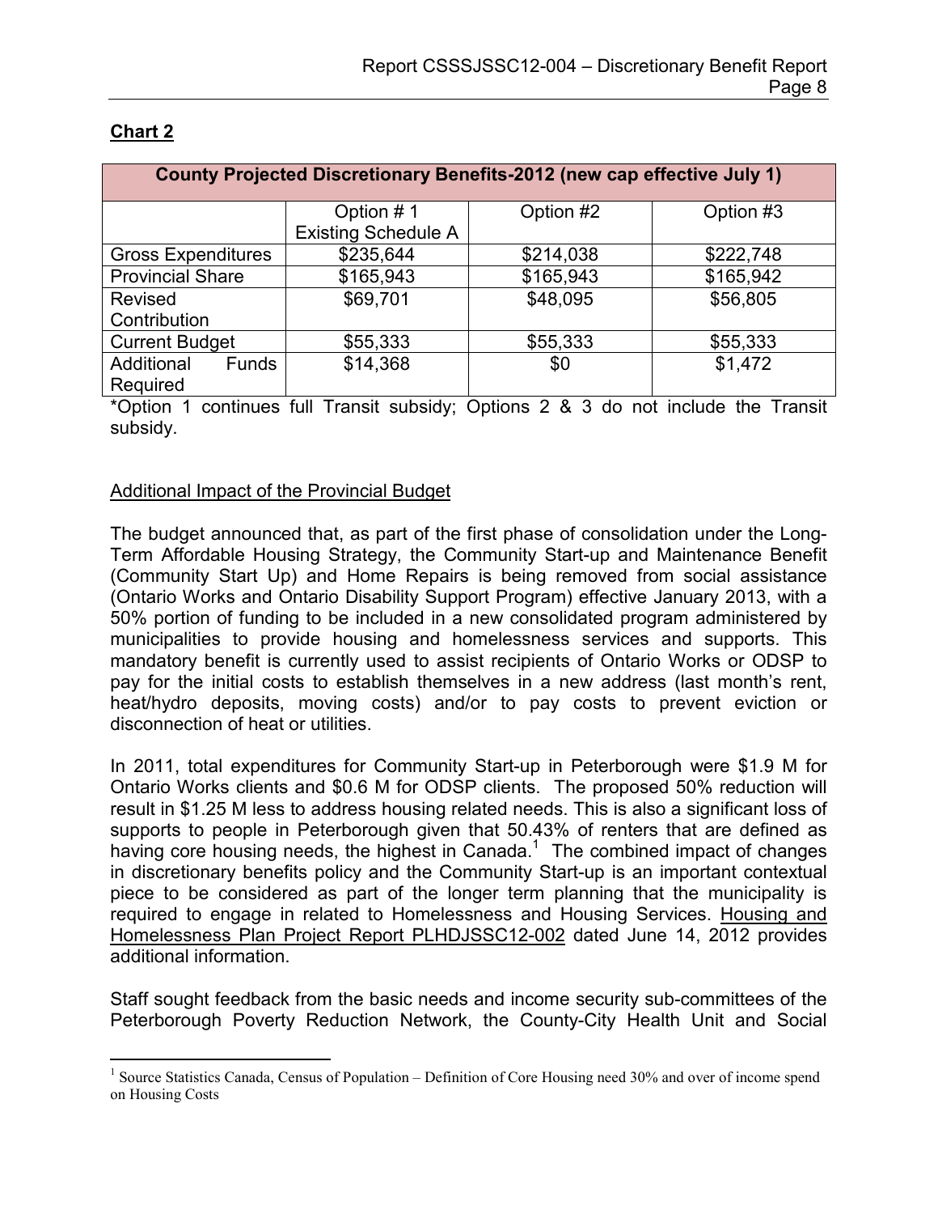**Chart 2**

| County Projected Discretionary Benefits-2012 (new cap effective July 1) | | | |
|---|---|---|---|
| | Option # 1 Existing Schedule A | Option #2 | Option #3 |
| Gross Expenditures | $235,644 | $214,038 | $222,748 |
| Provincial Share | $165,943 | $165,943 | $165,942 |
| Revised Contribution | $69,701 | $48,095 | $56,805 |
| Current Budget | $55,333 | $55,333 | $55,333 |
| Additional Funds Required | $14,368 | $0 | $1,472 |

*Option 1 continues full Transit subsidy; Options 2 & 3 do not include the Transit subsidy.

Additional Impact of the Provincial Budget

The budget announced that, as part of the first phase of consolidation under the Long-Term Affordable Housing Strategy, the Community Start-up and Maintenance Benefit (Community Start Up) and Home Repairs is being removed from social assistance (Ontario Works and Ontario Disability Support Program) effective January 2013, with a 50% portion of funding to be included in a new consolidated program administered by municipalities to provide housing and homelessness services and supports. This mandatory benefit is currently used to assist recipients of Ontario Works or ODSP to pay for the initial costs to establish themselves in a new address (last month's rent, heat/hydro deposits, moving costs) and/or to pay costs to prevent eviction or disconnection of heat or utilities.

In 2011, total expenditures for Community Start-up in Peterborough were $1.9 M for Ontario Works clients and $0.6 M for ODSP clients. The proposed 50% reduction will result in $1.25 M less to address housing related needs. This is also a significant loss of supports to people in Peterborough given that 50.43% of renters that are defined as having core housing needs, the highest in Canada.[1] The combined impact of changes in discretionary benefits policy and the Community Start-up is an important contextual piece to be considered as part of the longer term planning that the municipality is required to engage in related to Homelessness and Housing Services. Housing and Homelessness Plan Project Report PLHDJSSC12-002 dated June 14, 2012 provides additional information.

Staff sought feedback from the basic needs and income security sub-committees of the Peterborough Poverty Reduction Network, the County-City Health Unit and Social

[1] Source Statistics Canada, Census of Population – Definition of Core Housing need 30% and over of income spend on Housing Costs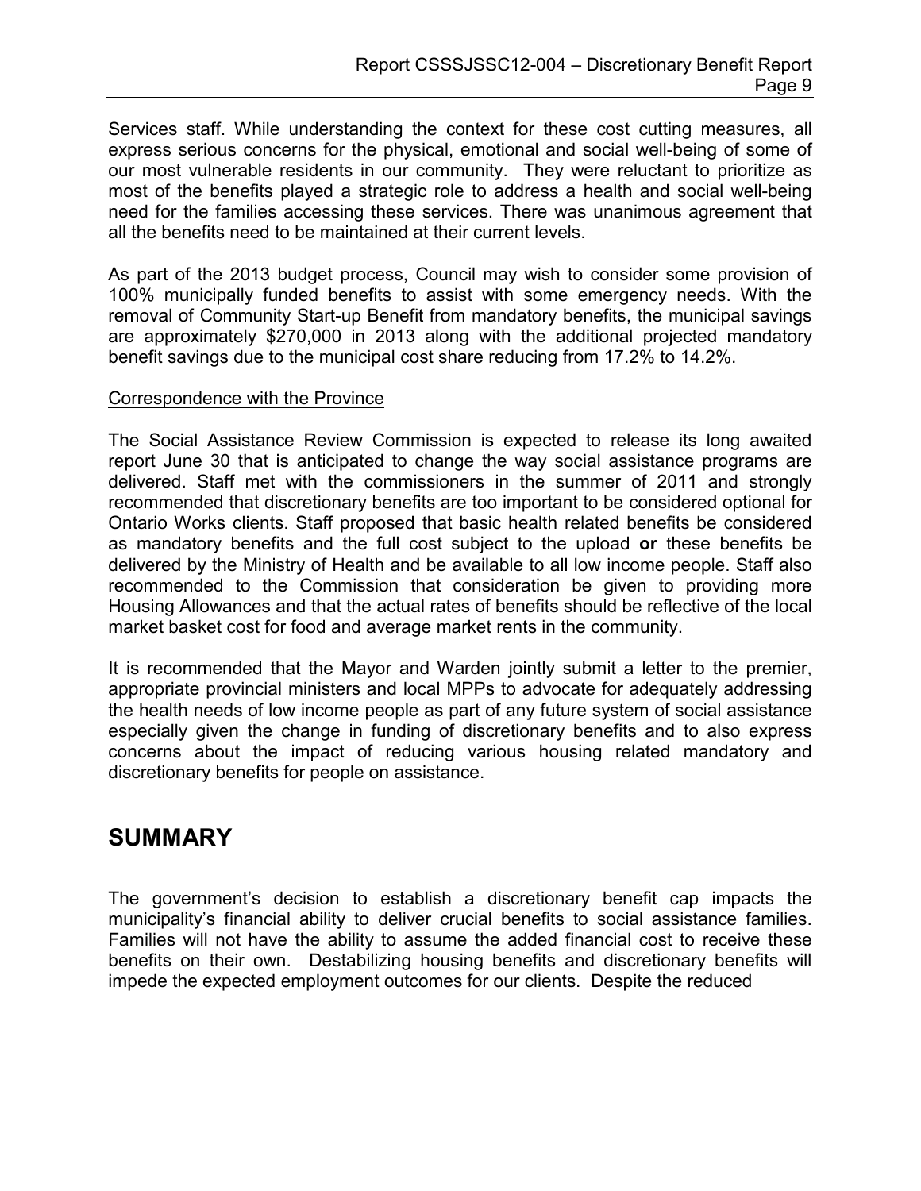Services staff. While understanding the context for these cost cutting measures, all express serious concerns for the physical, emotional and social well-being of some of our most vulnerable residents in our community. They were reluctant to prioritize as most of the benefits played a strategic role to address a health and social well-being need for the families accessing these services. There was unanimous agreement that all the benefits need to be maintained at their current levels.

As part of the 2013 budget process, Council may wish to consider some provision of 100% municipally funded benefits to assist with some emergency needs. With the removal of Community Start-up Benefit from mandatory benefits, the municipal savings are approximately $270,000 in 2013 along with the additional projected mandatory benefit savings due to the municipal cost share reducing from 17.2% to 14.2%.

Correspondence with the Province

The Social Assistance Review Commission is expected to release its long awaited report June 30 that is anticipated to change the way social assistance programs are delivered. Staff met with the commissioners in the summer of 2011 and strongly recommended that discretionary benefits are too important to be considered optional for Ontario Works clients. Staff proposed that basic health related benefits be considered as mandatory benefits and the full cost subject to the upload **or** these benefits be delivered by the Ministry of Health and be available to all low income people. Staff also recommended to the Commission that consideration be given to providing more Housing Allowances and that the actual rates of benefits should be reflective of the local market basket cost for food and average market rents in the community.

It is recommended that the Mayor and Warden jointly submit a letter to the premier, appropriate provincial ministers and local MPPs to advocate for adequately addressing the health needs of low income people as part of any future system of social assistance especially given the change in funding of discretionary benefits and to also express concerns about the impact of reducing various housing related mandatory and discretionary benefits for people on assistance.

# SUMMARY

The government's decision to establish a discretionary benefit cap impacts the municipality's financial ability to deliver crucial benefits to social assistance families. Families will not have the ability to assume the added financial cost to receive these benefits on their own. Destabilizing housing benefits and discretionary benefits will impede the expected employment outcomes for our clients. Despite the reduced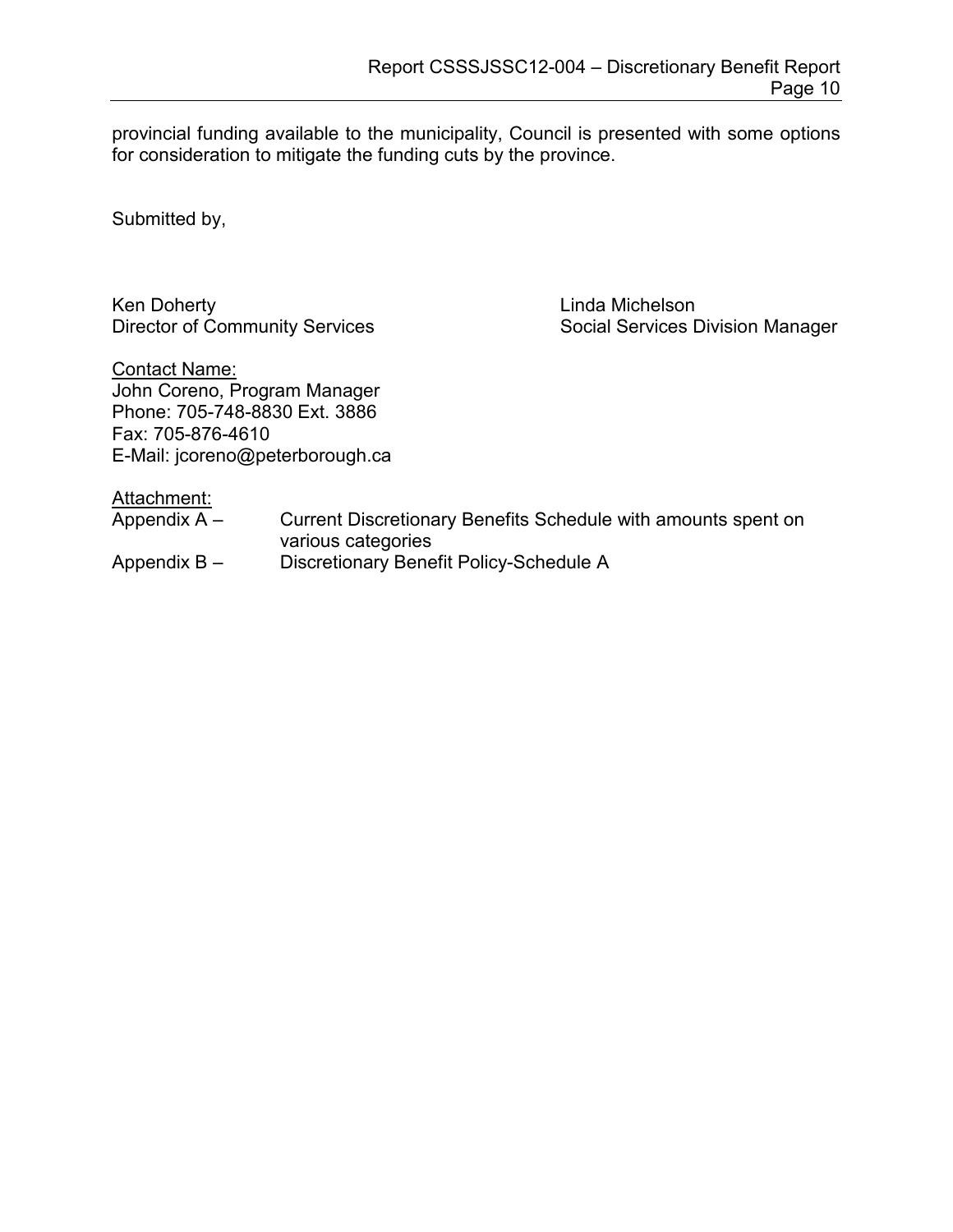provincial funding available to the municipality, Council is presented with some options for consideration to mitigate the funding cuts by the province.

Submitted by,

Ken Doherty
Director of Community Services

Linda Michelson
Social Services Division Manager

<u>Contact Name:</u>
John Coreno, Program Manager
Phone: 705-748-8830 Ext. 3886
Fax: 705-876-4610
E-Mail: jcoreno@peterborough.ca

<u>Attachment:</u>

Appendix A – Current Discretionary Benefits Schedule with amounts spent on various categories

Appendix B – Discretionary Benefit Policy-Schedule A